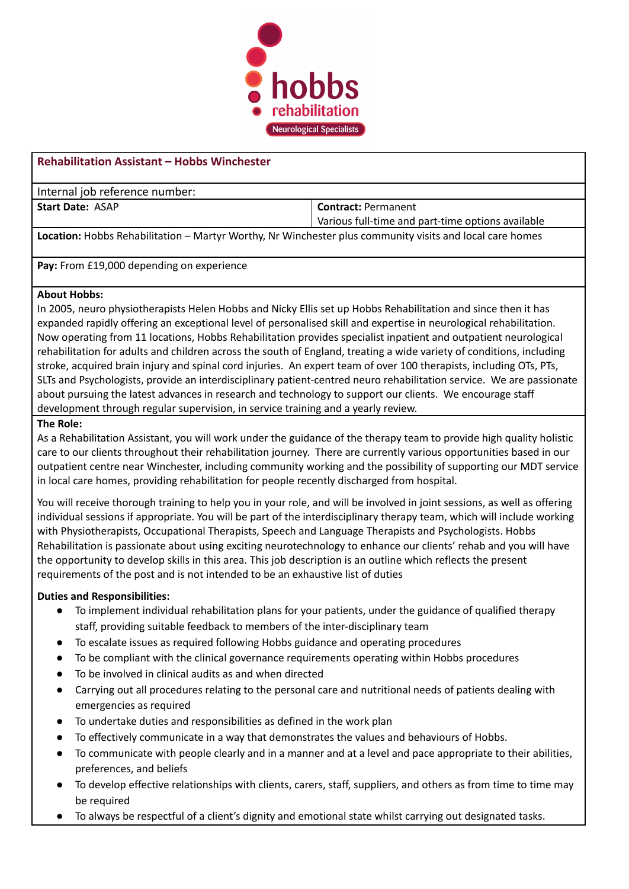hobbs rehabilitation

Neurological Specialists

## Rehabilitation Assistant – Hobbs Winchester

Internal job reference number:

| **Start Date:** ASAP | **Contract:** Permanent<br>Various full-time and part-time options available |
|---|---|

**Location:** Hobbs Rehabilitation – Martyr Worthy, Nr Winchester plus community visits and local care homes

**Pay:** From £19,000 depending on experience

**About Hobbs:**

In 2005, neuro physiotherapists Helen Hobbs and Nicky Ellis set up Hobbs Rehabilitation and since then it has expanded rapidly offering an exceptional level of personalised skill and expertise in neurological rehabilitation. Now operating from 11 locations, Hobbs Rehabilitation provides specialist inpatient and outpatient neurological rehabilitation for adults and children across the south of England, treating a wide variety of conditions, including stroke, acquired brain injury and spinal cord injuries. An expert team of over 100 therapists, including OTs, PTs, SLTs and Psychologists, provide an interdisciplinary patient-centred neuro rehabilitation service. We are passionate about pursuing the latest advances in research and technology to support our clients. We encourage staff development through regular supervision, in service training and a yearly review.

**The Role:**

As a Rehabilitation Assistant, you will work under the guidance of the therapy team to provide high quality holistic care to our clients throughout their rehabilitation journey. There are currently various opportunities based in our outpatient centre near Winchester, including community working and the possibility of supporting our MDT service in local care homes, providing rehabilitation for people recently discharged from hospital.

You will receive thorough training to help you in your role, and will be involved in joint sessions, as well as offering individual sessions if appropriate. You will be part of the interdisciplinary therapy team, which will include working with Physiotherapists, Occupational Therapists, Speech and Language Therapists and Psychologists. Hobbs Rehabilitation is passionate about using exciting neurotechnology to enhance our clients' rehab and you will have the opportunity to develop skills in this area. This job description is an outline which reflects the present requirements of the post and is not intended to be an exhaustive list of duties

**Duties and Responsibilities:**

- To implement individual rehabilitation plans for your patients, under the guidance of qualified therapy staff, providing suitable feedback to members of the inter-disciplinary team
- To escalate issues as required following Hobbs guidance and operating procedures
- To be compliant with the clinical governance requirements operating within Hobbs procedures
- To be involved in clinical audits as and when directed
- Carrying out all procedures relating to the personal care and nutritional needs of patients dealing with emergencies as required
- To undertake duties and responsibilities as defined in the work plan
- To effectively communicate in a way that demonstrates the values and behaviours of Hobbs.
- To communicate with people clearly and in a manner and at a level and pace appropriate to their abilities, preferences, and beliefs
- To develop effective relationships with clients, carers, staff, suppliers, and others as from time to time may be required
- To always be respectful of a client's dignity and emotional state whilst carrying out designated tasks.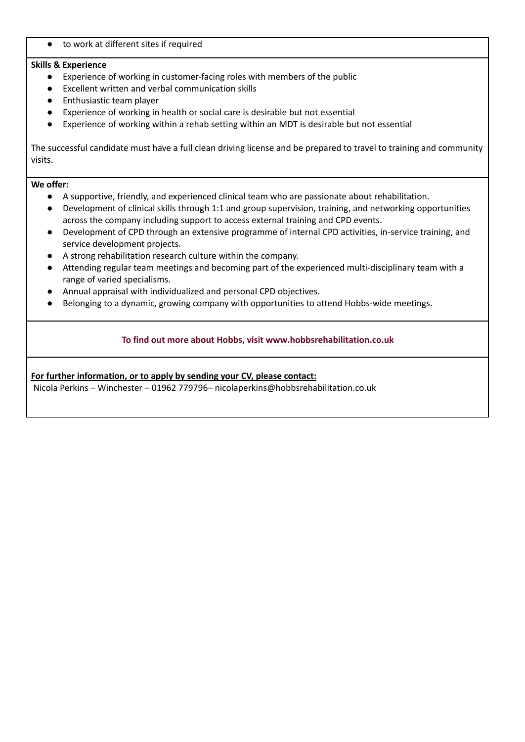- to work at different sites if required

**Skills & Experience**

- Experience of working in customer-facing roles with members of the public
- Excellent written and verbal communication skills
- Enthusiastic team player
- Experience of working in health or social care is desirable but not essential
- Experience of working within a rehab setting within an MDT is desirable but not essential

The successful candidate must have a full clean driving license and be prepared to travel to training and community visits.

**We offer:**

- A supportive, friendly, and experienced clinical team who are passionate about rehabilitation.
- Development of clinical skills through 1:1 and group supervision, training, and networking opportunities across the company including support to access external training and CPD events.
- Development of CPD through an extensive programme of internal CPD activities, in-service training, and service development projects.
- A strong rehabilitation research culture within the company.
- Attending regular team meetings and becoming part of the experienced multi-disciplinary team with a range of varied specialisms.
- Annual appraisal with individualized and personal CPD objectives.
- Belonging to a dynamic, growing company with opportunities to attend Hobbs-wide meetings.

**To find out more about Hobbs, visit [www.hobbsrehabilitation.co.uk](http://www.hobbsrehabilitation.co.uk)**

**For further information, or to apply by sending your CV, please contact:**

Nicola Perkins – Winchester – 01962 779796– nicolaperkins@hobbsrehabilitation.co.uk